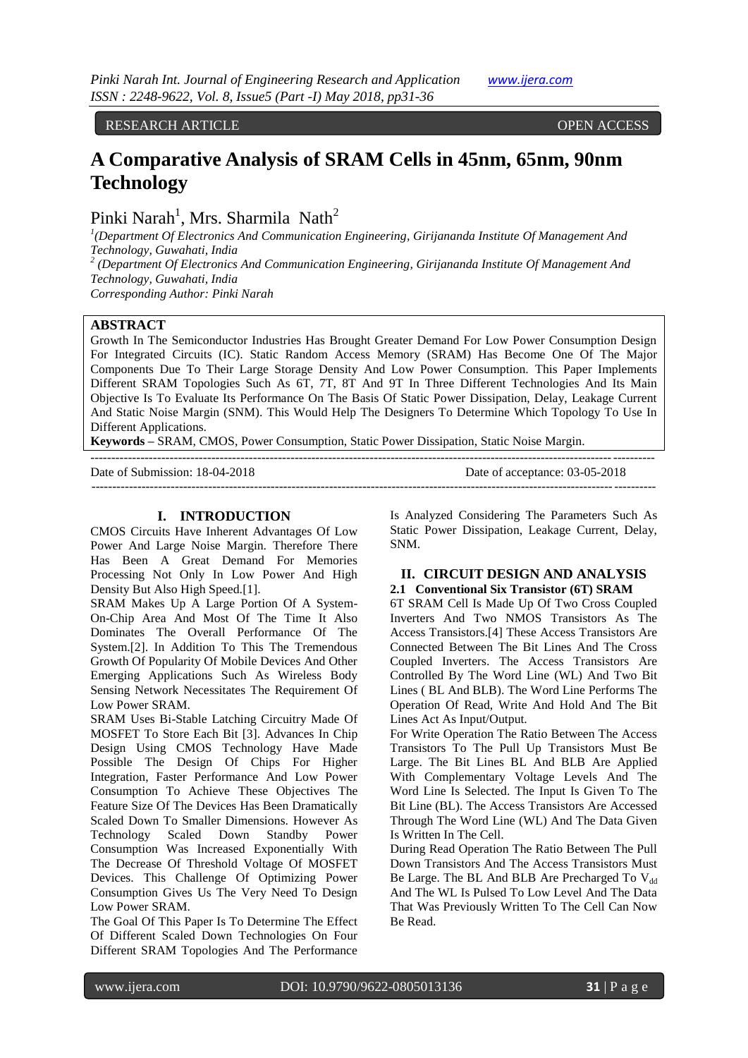RESEARCH ARTICLE OPEN ACCESS

# A Comparative Analysis of SRAM Cells in 45nm, 65nm, 90nm Technology

Pinki Narah[1], Mrs. Sharmila Nath[2]

[1](Department Of Electronics And Communication Engineering, Girijananda Institute Of Management And Technology, Guwahati, India

[2] (Department Of Electronics And Communication Engineering, Girijananda Institute Of Management And Technology, Guwahati, India

*Corresponding Author: Pinki Narah*

## ABSTRACT

Growth In The Semiconductor Industries Has Brought Greater Demand For Low Power Consumption Design For Integrated Circuits (IC). Static Random Access Memory (SRAM) Has Become One Of The Major Components Due To Their Large Storage Density And Low Power Consumption. This Paper Implements Different SRAM Topologies Such As 6T, 7T, 8T And 9T In Three Different Technologies And Its Main Objective Is To Evaluate Its Performance On The Basis Of Static Power Dissipation, Delay, Leakage Current And Static Noise Margin (SNM). This Would Help The Designers To Determine Which Topology To Use In Different Applications.

**Keywords –** SRAM, CMOS, Power Consumption, Static Power Dissipation, Static Noise Margin.

---

Date of Submission: 18-04-2018 Date of acceptance: 03-05-2018

---

## I. INTRODUCTION

CMOS Circuits Have Inherent Advantages Of Low Power And Large Noise Margin. Therefore There Has Been A Great Demand For Memories Processing Not Only In Low Power And High Density But Also High Speed.[1].

SRAM Makes Up A Large Portion Of A System-On-Chip Area And Most Of The Time It Also Dominates The Overall Performance Of The System.[2]. In Addition To This The Tremendous Growth Of Popularity Of Mobile Devices And Other Emerging Applications Such As Wireless Body Sensing Network Necessitates The Requirement Of Low Power SRAM.

SRAM Uses Bi-Stable Latching Circuitry Made Of MOSFET To Store Each Bit [3]. Advances In Chip Design Using CMOS Technology Have Made Possible The Design Of Chips For Higher Integration, Faster Performance And Low Power Consumption To Achieve These Objectives The Feature Size Of The Devices Has Been Dramatically Scaled Down To Smaller Dimensions. However As Technology Scaled Down Standby Power Consumption Was Increased Exponentially With The Decrease Of Threshold Voltage Of MOSFET Devices. This Challenge Of Optimizing Power Consumption Gives Us The Very Need To Design Low Power SRAM.

The Goal Of This Paper Is To Determine The Effect Of Different Scaled Down Technologies On Four Different SRAM Topologies And The Performance Is Analyzed Considering The Parameters Such As Static Power Dissipation, Leakage Current, Delay, SNM.

## II. CIRCUIT DESIGN AND ANALYSIS

### 2.1 Conventional Six Transistor (6T) SRAM

6T SRAM Cell Is Made Up Of Two Cross Coupled Inverters And Two NMOS Transistors As The Access Transistors.[4] These Access Transistors Are Connected Between The Bit Lines And The Cross Coupled Inverters. The Access Transistors Are Controlled By The Word Line (WL) And Two Bit Lines ( BL And BLB). The Word Line Performs The Operation Of Read, Write And Hold And The Bit Lines Act As Input/Output.

For Write Operation The Ratio Between The Access Transistors To The Pull Up Transistors Must Be Large. The Bit Lines BL And BLB Are Applied With Complementary Voltage Levels And The Word Line Is Selected. The Input Is Given To The Bit Line (BL). The Access Transistors Are Accessed Through The Word Line (WL) And The Data Given Is Written In The Cell.

During Read Operation The Ratio Between The Pull Down Transistors And The Access Transistors Must Be Large. The BL And BLB Are Precharged To $V_{dd}$ And The WL Is Pulsed To Low Level And The Data That Was Previously Written To The Cell Can Now Be Read.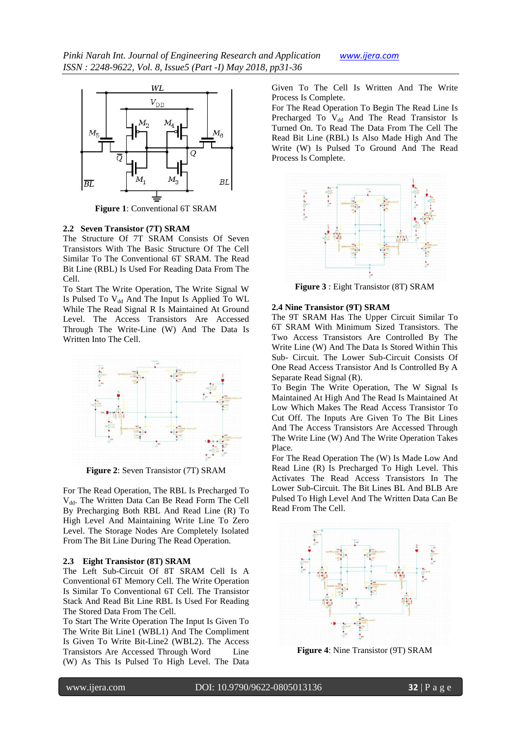Figure 1: Conventional 6T SRAM

### 2.2 Seven Transistor (7T) SRAM

The Structure Of 7T SRAM Consists Of Seven Transistors With The Basic Structure Of The Cell Similar To The Conventional 6T SRAM. The Read Bit Line (RBL) Is Used For Reading Data From The Cell.

To Start The Write Operation, The Write Signal W Is Pulsed To $V_{dd}$ And The Input Is Applied To WL While The Read Signal R Is Maintained At Ground Level. The Access Transistors Are Accessed Through The Write-Line (W) And The Data Is Written Into The Cell.

Figure 2: Seven Transistor (7T) SRAM

For The Read Operation, The RBL Is Precharged To $V_{dd}$. The Written Data Can Be Read Form The Cell By Precharging Both RBL And Read Line (R) To High Level And Maintaining Write Line To Zero Level. The Storage Nodes Are Completely Isolated From The Bit Line During The Read Operation.

### 2.3 Eight Transistor (8T) SRAM

The Left Sub-Circuit Of 8T SRAM Cell Is A Conventional 6T Memory Cell. The Write Operation Is Similar To Conventional 6T Cell. The Transistor Stack And Read Bit Line RBL Is Used For Reading The Stored Data From The Cell.

To Start The Write Operation The Input Is Given To The Write Bit Line1 (WBL1) And The Compliment Is Given To Write Bit-Line2 (WBL2). The Access Transistors Are Accessed Through Word Line (W) As This Is Pulsed To High Level. The Data Given To The Cell Is Written And The Write Process Is Complete.

For The Read Operation To Begin The Read Line Is Precharged To $V_{dd}$ And The Read Transistor Is Turned On. To Read The Data From The Cell The Read Bit Line (RBL) Is Also Made High And The Write (W) Is Pulsed To Ground And The Read Process Is Complete.

Figure 3 : Eight Transistor (8T) SRAM

### 2.4 Nine Transistor (9T) SRAM

The 9T SRAM Has The Upper Circuit Similar To 6T SRAM With Minimum Sized Transistors. The Two Access Transistors Are Controlled By The Write Line (W) And The Data Is Stored Within This Sub- Circuit. The Lower Sub-Circuit Consists Of One Read Access Transistor And Is Controlled By A Separate Read Signal (R).

To Begin The Write Operation, The W Signal Is Maintained At High And The Read Is Maintained At Low Which Makes The Read Access Transistor To Cut Off. The Inputs Are Given To The Bit Lines And The Access Transistors Are Accessed Through The Write Line (W) And The Write Operation Takes Place.

For The Read Operation The (W) Is Made Low And Read Line (R) Is Precharged To High Level. This Activates The Read Access Transistors In The Lower Sub-Circuit. The Bit Lines BL And BLB Are Pulsed To High Level And The Written Data Can Be Read From The Cell.

Figure 4: Nine Transistor (9T) SRAM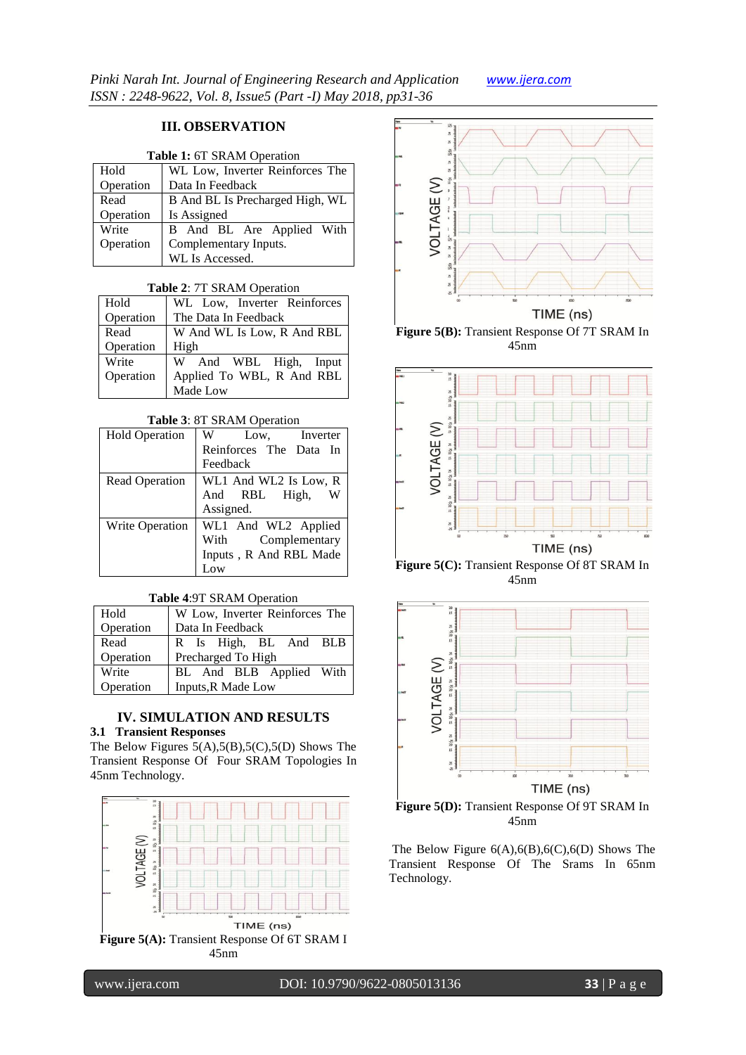## III. OBSERVATION

**Table 1:** 6T SRAM Operation

| | |
|---|---|
| Hold Operation | WL Low, Inverter Reinforces The Data In Feedback |
| Read Operation | B And BL Is Precharged High, WL Is Assigned |
| Write Operation | B And BL Are Applied With Complementary Inputs. WL Is Accessed. |

**Table 2**: 7T SRAM Operation

| | |
|---|---|
| Hold Operation | WL Low, Inverter Reinforces The Data In Feedback |
| Read Operation | W And WL Is Low, R And RBL High |
| Write Operation | W And WBL High, Input Applied To WBL, R And RBL Made Low |

**Table 3**: 8T SRAM Operation

| | |
|---|---|
| Hold Operation | W Low, Inverter Reinforces The Data In Feedback |
| Read Operation | WL1 And WL2 Is Low, R And RBL High, W Assigned. |
| Write Operation | WL1 And WL2 Applied With Complementary Inputs , R And RBL Made Low |

**Table 4**:9T SRAM Operation

| | |
|---|---|
| Hold Operation | W Low, Inverter Reinforces The Data In Feedback |
| Read Operation | R Is High, BL And BLB Precharged To High |
| Write Operation | BL And BLB Applied With Inputs,R Made Low |

## IV. SIMULATION AND RESULTS

### 3.1 Transient Responses

The Below Figures 5(A),5(B),5(C),5(D) Shows The Transient Response Of Four SRAM Topologies In 45nm Technology.

**Figure 5(A):** Transient Response Of 6T SRAM I 45nm

**Figure 5(B):** Transient Response Of 7T SRAM In 45nm

**Figure 5(C):** Transient Response Of 8T SRAM In 45nm

**Figure 5(D):** Transient Response Of 9T SRAM In 45nm

The Below Figure 6(A),6(B),6(C),6(D) Shows The Transient Response Of The Srams In 65nm Technology.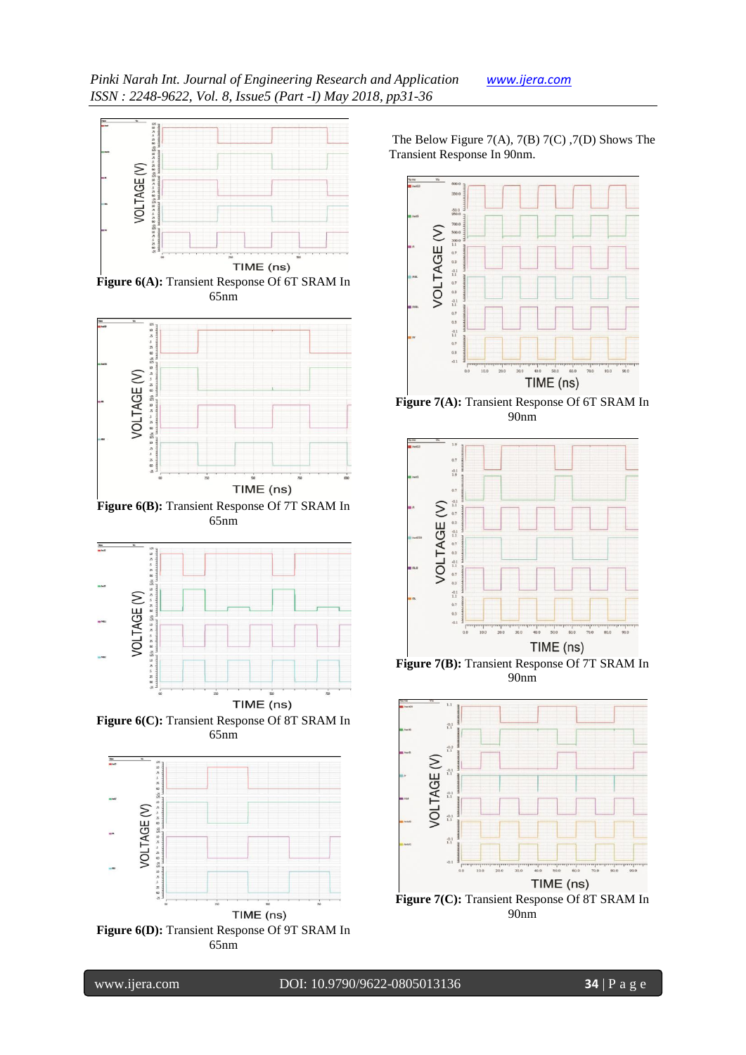**Figure 6(A):** Transient Response Of 6T SRAM In 65nm

**Figure 6(B):** Transient Response Of 7T SRAM In 65nm

**Figure 6(C):** Transient Response Of 8T SRAM In 65nm

**Figure 6(D):** Transient Response Of 9T SRAM In 65nm

The Below Figure 7(A), 7(B) 7(C) ,7(D) Shows The Transient Response In 90nm.

**Figure 7(A):** Transient Response Of 6T SRAM In 90nm

**Figure 7(B):** Transient Response Of 7T SRAM In 90nm

**Figure 7(C):** Transient Response Of 8T SRAM In 90nm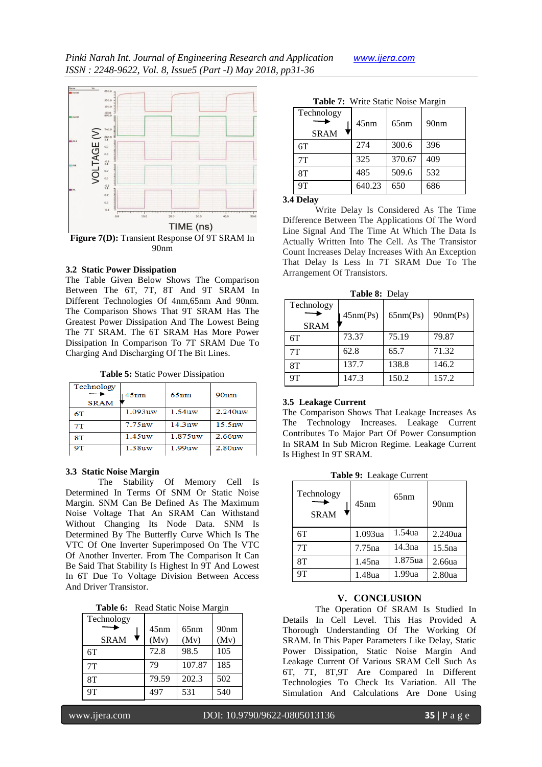Figure 7(D): Transient Response Of 9T SRAM In 90nm

### 3.2 Static Power Dissipation

The Table Given Below Shows The Comparison Between The 6T, 7T, 8T And 9T SRAM In Different Technologies Of 4nm,65nm And 90nm. The Comparison Shows That 9T SRAM Has The Greatest Power Dissipation And The Lowest Being The 7T SRAM. The 6T SRAM Has More Power Dissipation In Comparison To 7T SRAM Due To Charging And Discharging Of The Bit Lines.

**Table 5:** Static Power Dissipation

| Technology → SRAM ↓ | 45nm | 65nm | 90nm |
|---|---|---|---|
| 6T | 1.093uw | 1.54uw | 2.240uw |
| 7T | 7.75nw | 14.3nw | 15.5nw |
| 8T | 1.45uw | 1.875uw | 2.66uw |
| 9T | 1.38uw | 1.99uw | 2.80uw |

### 3.3 Static Noise Margin

The Stability Of Memory Cell Is Determined In Terms Of SNM Or Static Noise Margin. SNM Can Be Defined As The Maximum Noise Voltage That An SRAM Can Withstand Without Changing Its Node Data. SNM Is Determined By The Butterfly Curve Which Is The VTC Of One Inverter Superimposed On The VTC Of Another Inverter. From The Comparison It Can Be Said That Stability Is Highest In 9T And Lowest In 6T Due To Voltage Division Between Access And Driver Transistor.

**Table 6:** Read Static Noise Margin

| Technology → SRAM ↓ | 45nm (Mv) | 65nm (Mv) | 90nm (Mv) |
|---|---|---|---|
| 6T | 72.8 | 98.5 | 105 |
| 7T | 79 | 107.87 | 185 |
| 8T | 79.59 | 202.3 | 502 |
| 9T | 497 | 531 | 540 |

**Table 7:** Write Static Noise Margin

| Technology → SRAM ↓ | 45nm | 65nm | 90nm |
|---|---|---|---|
| 6T | 274 | 300.6 | 396 |
| 7T | 325 | 370.67 | 409 |
| 8T | 485 | 509.6 | 532 |
| 9T | 640.23 | 650 | 686 |

### 3.4 Delay

Write Delay Is Considered As The Time Difference Between The Applications Of The Word Line Signal And The Time At Which The Data Is Actually Written Into The Cell. As The Transistor Count Increases Delay Increases With An Exception That Delay Is Less In 7T SRAM Due To The Arrangement Of Transistors.

**Table 8:** Delay

| Technology → SRAM ↓ | 45nm(Ps) | 65nm(Ps) | 90nm(Ps) |
|---|---|---|---|
| 6T | 73.37 | 75.19 | 79.87 |
| 7T | 62.8 | 65.7 | 71.32 |
| 8T | 137.7 | 138.8 | 146.2 |
| 9T | 147.3 | 150.2 | 157.2 |

### 3.5 Leakage Current

The Comparison Shows That Leakage Increases As The Technology Increases. Leakage Current Contributes To Major Part Of Power Consumption In SRAM In Sub Micron Regime. Leakage Current Is Highest In 9T SRAM.

**Table 9:** Leakage Current

| Technology → SRAM ↓ | 45nm | 65nm | 90nm |
|---|---|---|---|
| 6T | 1.093ua | 1.54ua | 2.240ua |
| 7T | 7.75na | 14.3na | 15.5na |
| 8T | 1.45ua | 1.875ua | 2.66ua |
| 9T | 1.48ua | 1.99ua | 2.80ua |

## V. CONCLUSION

The Operation Of SRAM Is Studied In Details In Cell Level. This Has Provided A Thorough Understanding Of The Working Of SRAM. In This Paper Parameters Like Delay, Static Power Dissipation, Static Noise Margin And Leakage Current Of Various SRAM Cell Such As 6T, 7T, 8T,9T Are Compared In Different Technologies To Check Its Variation. All The Simulation And Calculations Are Done Using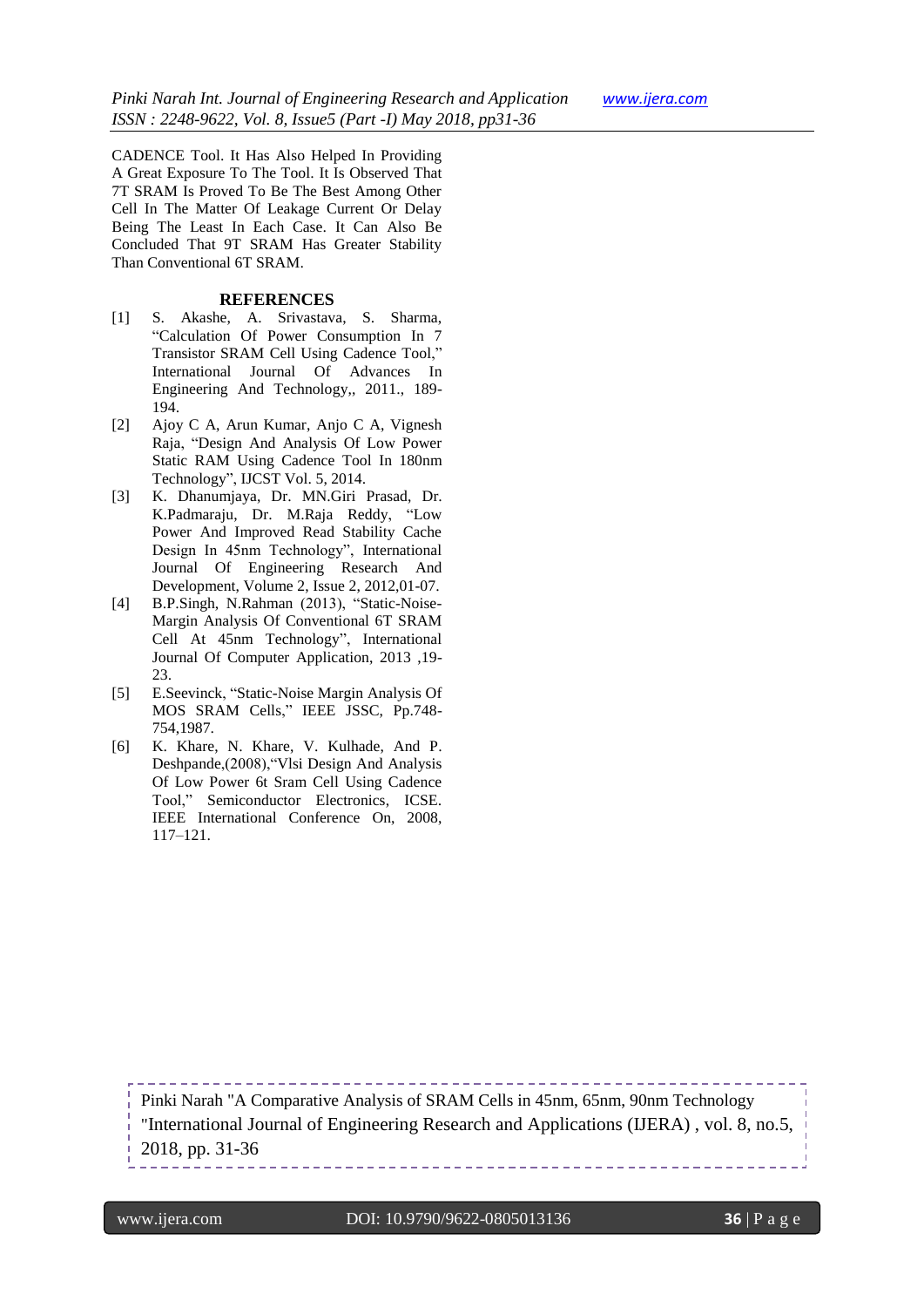CADENCE Tool. It Has Also Helped In Providing A Great Exposure To The Tool. It Is Observed That 7T SRAM Is Proved To Be The Best Among Other Cell In The Matter Of Leakage Current Or Delay Being The Least In Each Case. It Can Also Be Concluded That 9T SRAM Has Greater Stability Than Conventional 6T SRAM.

## REFERENCES

[1] S. Akashe, A. Srivastava, S. Sharma, "Calculation Of Power Consumption In 7 Transistor SRAM Cell Using Cadence Tool," International Journal Of Advances In Engineering And Technology,, 2011., 189-194.

[2] Ajoy C A, Arun Kumar, Anjo C A, Vignesh Raja, "Design And Analysis Of Low Power Static RAM Using Cadence Tool In 180nm Technology", IJCST Vol. 5, 2014.

[3] K. Dhanumjaya, Dr. MN.Giri Prasad, Dr. K.Padmaraju, Dr. M.Raja Reddy, "Low Power And Improved Read Stability Cache Design In 45nm Technology", International Journal Of Engineering Research And Development, Volume 2, Issue 2, 2012,01-07.

[4] B.P.Singh, N.Rahman (2013), "Static-Noise-Margin Analysis Of Conventional 6T SRAM Cell At 45nm Technology", International Journal Of Computer Application, 2013 ,19-23.

[5] E.Seevinck, "Static-Noise Margin Analysis Of MOS SRAM Cells," IEEE JSSC, Pp.748-754,1987.

[6] K. Khare, N. Khare, V. Kulhade, And P. Deshpande,(2008),"Vlsi Design And Analysis Of Low Power 6t Sram Cell Using Cadence Tool," Semiconductor Electronics, ICSE. IEEE International Conference On, 2008, 117–121.

Pinki Narah "A Comparative Analysis of SRAM Cells in 45nm, 65nm, 90nm Technology "International Journal of Engineering Research and Applications (IJERA) , vol. 8, no.5, 2018, pp. 31-36